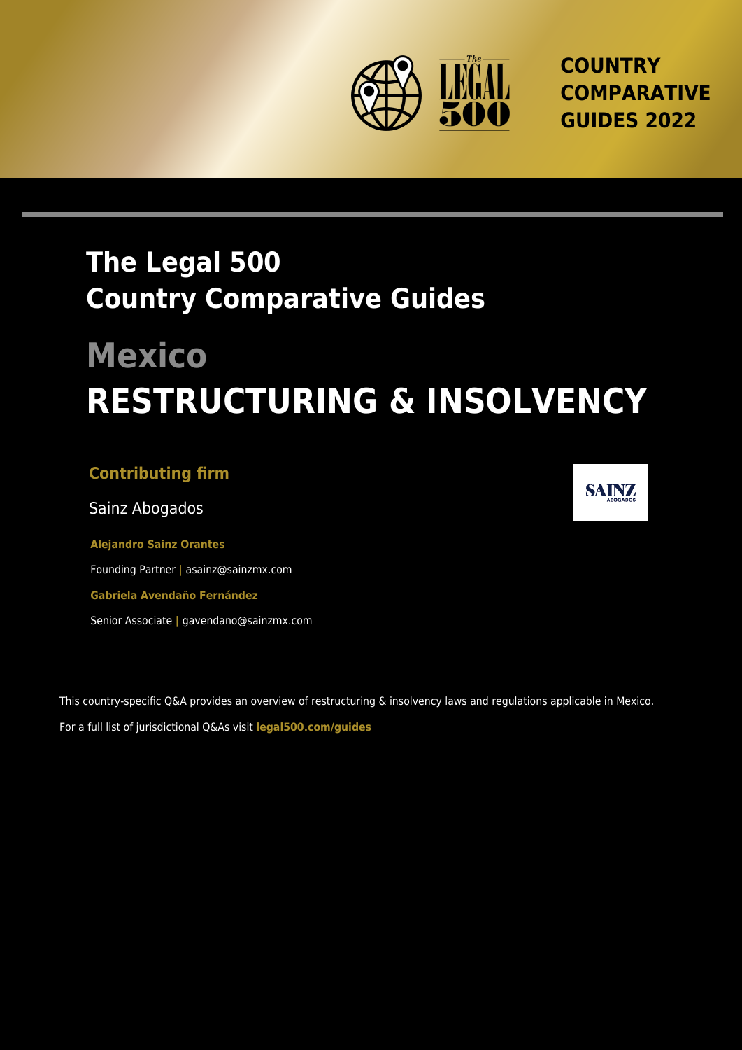COUNTRY COMPARATIVE GUIDES 2022

# The Legal 500 Country Comparative Guides

# Mexico

# RESTRUCTURING & INSOLVENCY

**Contributing firm**

Sainz Abogados

**Alejandro Sainz Orantes**

Founding Partner | asainz@sainzmx.com

**Gabriela Avendaño Fernández**

Senior Associate | gavendano@sainzmx.com

This country-specific Q&A provides an overview of restructuring & insolvency laws and regulations applicable in Mexico.

For a full list of jurisdictional Q&As visit **legal500.com/guides**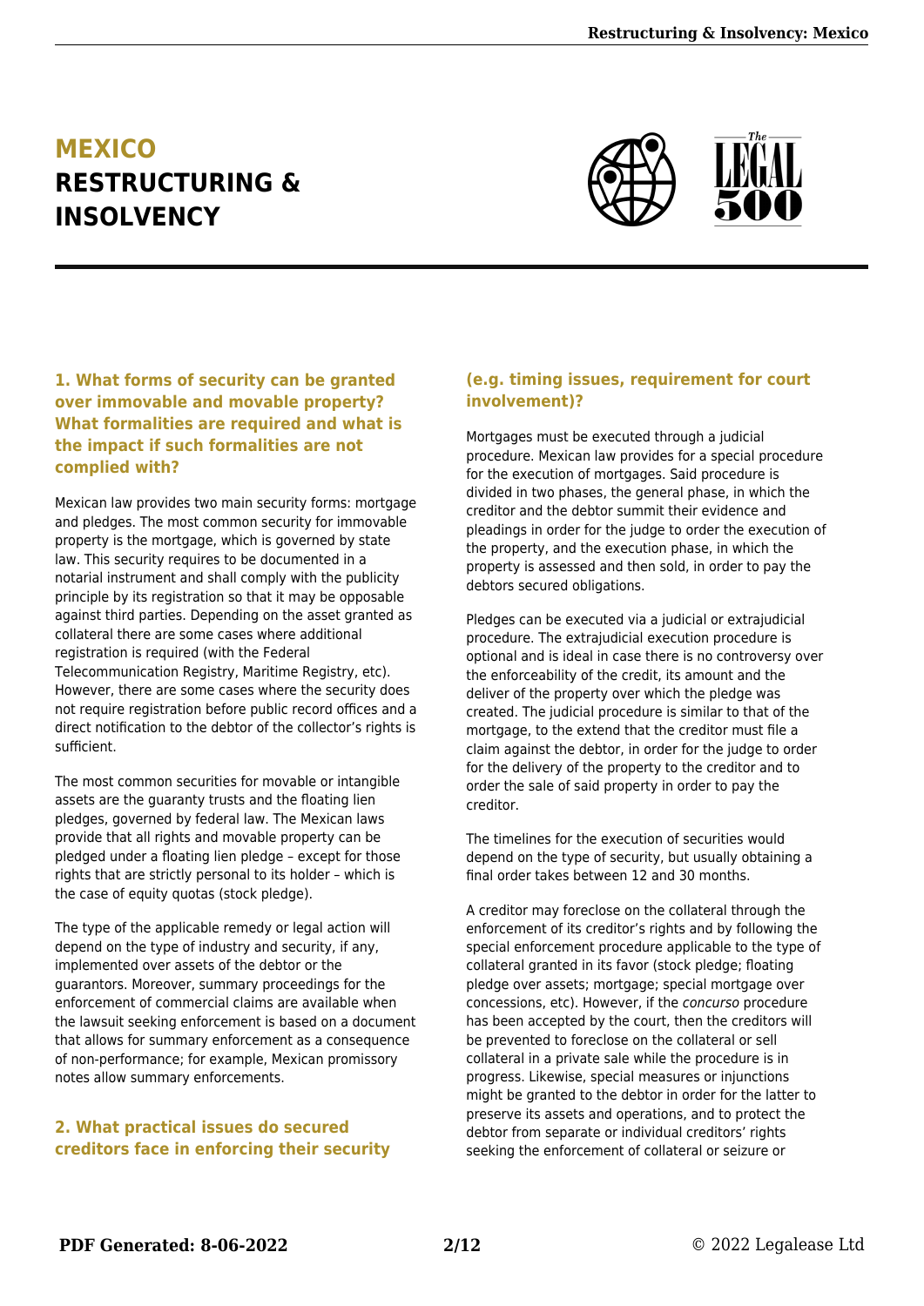# MEXICO
# RESTRUCTURING & INSOLVENCY

### 1. What forms of security can be granted over immovable and movable property? What formalities are required and what is the impact if such formalities are not complied with?

Mexican law provides two main security forms: mortgage and pledges. The most common security for immovable property is the mortgage, which is governed by state law. This security requires to be documented in a notarial instrument and shall comply with the publicity principle by its registration so that it may be opposable against third parties. Depending on the asset granted as collateral there are some cases where additional registration is required (with the Federal Telecommunication Registry, Maritime Registry, etc). However, there are some cases where the security does not require registration before public record offices and a direct notification to the debtor of the collector's rights is sufficient.

The most common securities for movable or intangible assets are the guaranty trusts and the floating lien pledges, governed by federal law. The Mexican laws provide that all rights and movable property can be pledged under a floating lien pledge – except for those rights that are strictly personal to its holder – which is the case of equity quotas (stock pledge).

The type of the applicable remedy or legal action will depend on the type of industry and security, if any, implemented over assets of the debtor or the guarantors. Moreover, summary proceedings for the enforcement of commercial claims are available when the lawsuit seeking enforcement is based on a document that allows for summary enforcement as a consequence of non-performance; for example, Mexican promissory notes allow summary enforcements.

### 2. What practical issues do secured creditors face in enforcing their security (e.g. timing issues, requirement for court involvement)?

Mortgages must be executed through a judicial procedure. Mexican law provides for a special procedure for the execution of mortgages. Said procedure is divided in two phases, the general phase, in which the creditor and the debtor summit their evidence and pleadings in order for the judge to order the execution of the property, and the execution phase, in which the property is assessed and then sold, in order to pay the debtors secured obligations.

Pledges can be executed via a judicial or extrajudicial procedure. The extrajudicial execution procedure is optional and is ideal in case there is no controversy over the enforceability of the credit, its amount and the deliver of the property over which the pledge was created. The judicial procedure is similar to that of the mortgage, to the extend that the creditor must file a claim against the debtor, in order for the judge to order for the delivery of the property to the creditor and to order the sale of said property in order to pay the creditor.

The timelines for the execution of securities would depend on the type of security, but usually obtaining a final order takes between 12 and 30 months.

A creditor may foreclose on the collateral through the enforcement of its creditor's rights and by following the special enforcement procedure applicable to the type of collateral granted in its favor (stock pledge; floating pledge over assets; mortgage; special mortgage over concessions, etc). However, if the *concurso* procedure has been accepted by the court, then the creditors will be prevented to foreclose on the collateral or sell collateral in a private sale while the procedure is in progress. Likewise, special measures or injunctions might be granted to the debtor in order for the latter to preserve its assets and operations, and to protect the debtor from separate or individual creditors' rights seeking the enforcement of collateral or seizure or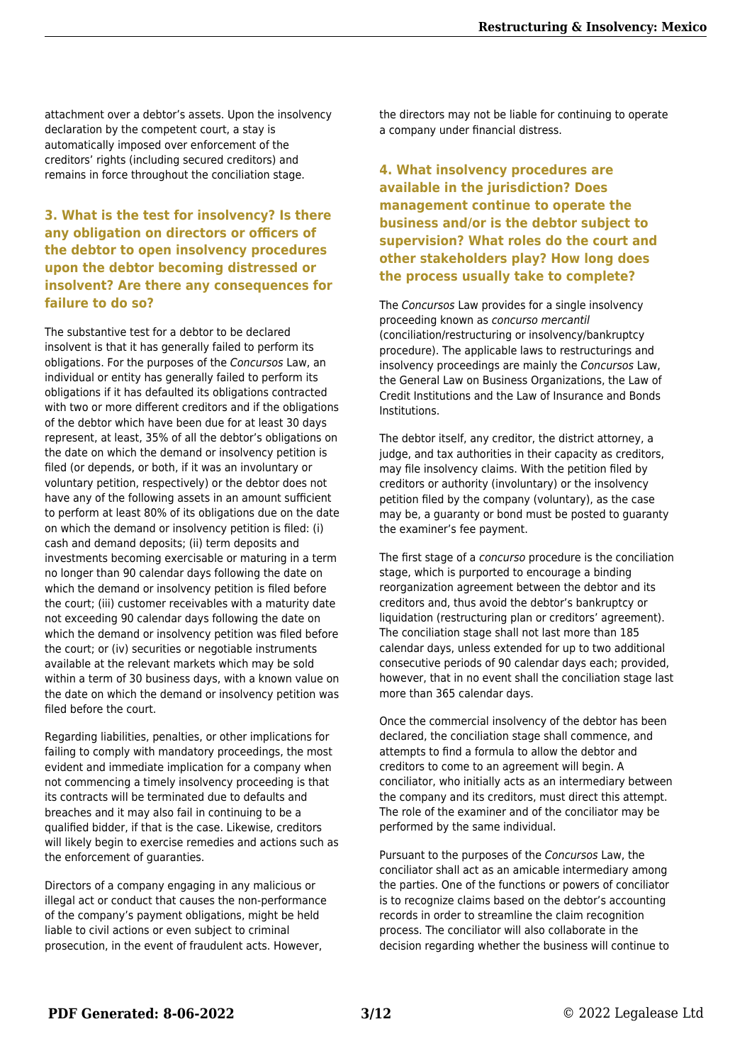attachment over a debtor's assets. Upon the insolvency declaration by the competent court, a stay is automatically imposed over enforcement of the creditors' rights (including secured creditors) and remains in force throughout the conciliation stage.

### 3. What is the test for insolvency? Is there any obligation on directors or officers of the debtor to open insolvency procedures upon the debtor becoming distressed or insolvent? Are there any consequences for failure to do so?

The substantive test for a debtor to be declared insolvent is that it has generally failed to perform its obligations. For the purposes of the *Concursos* Law, an individual or entity has generally failed to perform its obligations if it has defaulted its obligations contracted with two or more different creditors and if the obligations of the debtor which have been due for at least 30 days represent, at least, 35% of all the debtor's obligations on the date on which the demand or insolvency petition is filed (or depends, or both, if it was an involuntary or voluntary petition, respectively) or the debtor does not have any of the following assets in an amount sufficient to perform at least 80% of its obligations due on the date on which the demand or insolvency petition is filed: (i) cash and demand deposits; (ii) term deposits and investments becoming exercisable or maturing in a term no longer than 90 calendar days following the date on which the demand or insolvency petition is filed before the court; (iii) customer receivables with a maturity date not exceeding 90 calendar days following the date on which the demand or insolvency petition was filed before the court; or (iv) securities or negotiable instruments available at the relevant markets which may be sold within a term of 30 business days, with a known value on the date on which the demand or insolvency petition was filed before the court.

Regarding liabilities, penalties, or other implications for failing to comply with mandatory proceedings, the most evident and immediate implication for a company when not commencing a timely insolvency proceeding is that its contracts will be terminated due to defaults and breaches and it may also fail in continuing to be a qualified bidder, if that is the case. Likewise, creditors will likely begin to exercise remedies and actions such as the enforcement of guaranties.

Directors of a company engaging in any malicious or illegal act or conduct that causes the non-performance of the company's payment obligations, might be held liable to civil actions or even subject to criminal prosecution, in the event of fraudulent acts. However, the directors may not be liable for continuing to operate a company under financial distress.

### 4. What insolvency procedures are available in the jurisdiction? Does management continue to operate the business and/or is the debtor subject to supervision? What roles do the court and other stakeholders play? How long does the process usually take to complete?

The *Concursos* Law provides for a single insolvency proceeding known as *concurso mercantil* (conciliation/restructuring or insolvency/bankruptcy procedure). The applicable laws to restructurings and insolvency proceedings are mainly the *Concursos* Law, the General Law on Business Organizations, the Law of Credit Institutions and the Law of Insurance and Bonds Institutions.

The debtor itself, any creditor, the district attorney, a judge, and tax authorities in their capacity as creditors, may file insolvency claims. With the petition filed by creditors or authority (involuntary) or the insolvency petition filed by the company (voluntary), as the case may be, a guaranty or bond must be posted to guaranty the examiner's fee payment.

The first stage of a *concurso* procedure is the conciliation stage, which is purported to encourage a binding reorganization agreement between the debtor and its creditors and, thus avoid the debtor's bankruptcy or liquidation (restructuring plan or creditors' agreement). The conciliation stage shall not last more than 185 calendar days, unless extended for up to two additional consecutive periods of 90 calendar days each; provided, however, that in no event shall the conciliation stage last more than 365 calendar days.

Once the commercial insolvency of the debtor has been declared, the conciliation stage shall commence, and attempts to find a formula to allow the debtor and creditors to come to an agreement will begin. A conciliator, who initially acts as an intermediary between the company and its creditors, must direct this attempt. The role of the examiner and of the conciliator may be performed by the same individual.

Pursuant to the purposes of the *Concursos* Law, the conciliator shall act as an amicable intermediary among the parties. One of the functions or powers of conciliator is to recognize claims based on the debtor's accounting records in order to streamline the claim recognition process. The conciliator will also collaborate in the decision regarding whether the business will continue to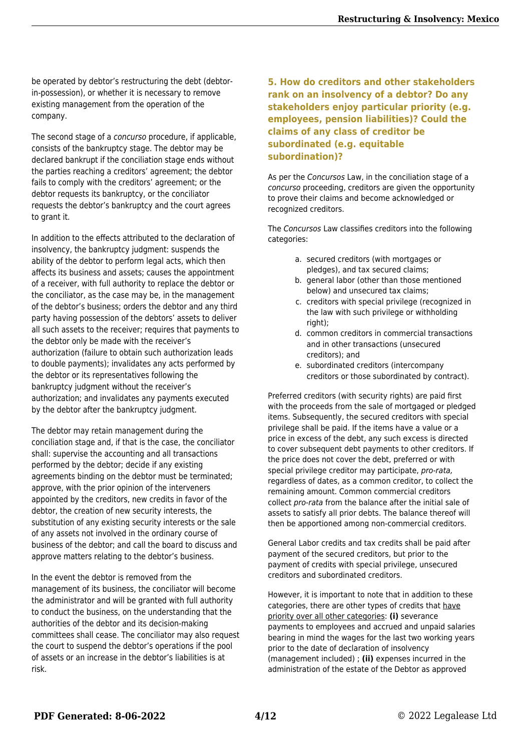be operated by debtor's restructuring the debt (debtor-in-possession), or whether it is necessary to remove existing management from the operation of the company.

The second stage of a *concurso* procedure, if applicable, consists of the bankruptcy stage. The debtor may be declared bankrupt if the conciliation stage ends without the parties reaching a creditors' agreement; the debtor fails to comply with the creditors' agreement; or the debtor requests its bankruptcy, or the conciliator requests the debtor's bankruptcy and the court agrees to grant it.

In addition to the effects attributed to the declaration of insolvency, the bankruptcy judgment: suspends the ability of the debtor to perform legal acts, which then affects its business and assets; causes the appointment of a receiver, with full authority to replace the debtor or the conciliator, as the case may be, in the management of the debtor's business; orders the debtor and any third party having possession of the debtors' assets to deliver all such assets to the receiver; requires that payments to the debtor only be made with the receiver's authorization (failure to obtain such authorization leads to double payments); invalidates any acts performed by the debtor or its representatives following the bankruptcy judgment without the receiver's authorization; and invalidates any payments executed by the debtor after the bankruptcy judgment.

The debtor may retain management during the conciliation stage and, if that is the case, the conciliator shall: supervise the accounting and all transactions performed by the debtor; decide if any existing agreements binding on the debtor must be terminated; approve, with the prior opinion of the interveners appointed by the creditors, new credits in favor of the debtor, the creation of new security interests, the substitution of any existing security interests or the sale of any assets not involved in the ordinary course of business of the debtor; and call the board to discuss and approve matters relating to the debtor's business.

In the event the debtor is removed from the management of its business, the conciliator will become the administrator and will be granted with full authority to conduct the business, on the understanding that the authorities of the debtor and its decision-making committees shall cease. The conciliator may also request the court to suspend the debtor's operations if the pool of assets or an increase in the debtor's liabilities is at risk.

## 5. How do creditors and other stakeholders rank on an insolvency of a debtor? Do any stakeholders enjoy particular priority (e.g. employees, pension liabilities)? Could the claims of any class of creditor be subordinated (e.g. equitable subordination)?

As per the *Concursos* Law, in the conciliation stage of a *concurso* proceeding, creditors are given the opportunity to prove their claims and become acknowledged or recognized creditors.

The *Concursos* Law classifies creditors into the following categories:

a. secured creditors (with mortgages or pledges), and tax secured claims;
b. general labor (other than those mentioned below) and unsecured tax claims;
c. creditors with special privilege (recognized in the law with such privilege or withholding right);
d. common creditors in commercial transactions and in other transactions (unsecured creditors); and
e. subordinated creditors (intercompany creditors or those subordinated by contract).

Preferred creditors (with security rights) are paid first with the proceeds from the sale of mortgaged or pledged items. Subsequently, the secured creditors with special privilege shall be paid. If the items have a value or a price in excess of the debt, any such excess is directed to cover subsequent debt payments to other creditors. If the price does not cover the debt, preferred or with special privilege creditor may participate, *pro-rata,* regardless of dates, as a common creditor, to collect the remaining amount. Common commercial creditors collect *pro-rata* from the balance after the initial sale of assets to satisfy all prior debts. The balance thereof will then be apportioned among non-commercial creditors.

General Labor credits and tax credits shall be paid after payment of the secured creditors, but prior to the payment of credits with special privilege, unsecured creditors and subordinated creditors.

However, it is important to note that in addition to these categories, there are other types of credits that have priority over all other categories: **(i)** severance payments to employees and accrued and unpaid salaries bearing in mind the wages for the last two working years prior to the date of declaration of insolvency (management included) ; **(ii)** expenses incurred in the administration of the estate of the Debtor as approved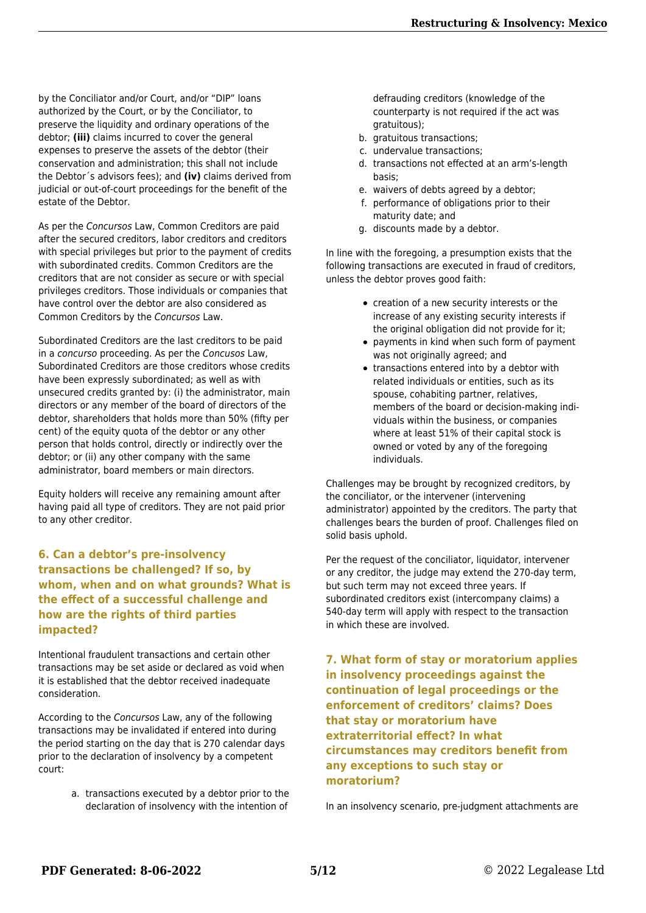by the Conciliator and/or Court, and/or "DIP" loans authorized by the Court, or by the Conciliator, to preserve the liquidity and ordinary operations of the debtor; **(iii)** claims incurred to cover the general expenses to preserve the assets of the debtor (their conservation and administration; this shall not include the Debtor´s advisors fees); and **(iv)** claims derived from judicial or out-of-court proceedings for the benefit of the estate of the Debtor.

As per the *Concursos* Law, Common Creditors are paid after the secured creditors, labor creditors and creditors with special privileges but prior to the payment of credits with subordinated credits. Common Creditors are the creditors that are not consider as secure or with special privileges creditors. Those individuals or companies that have control over the debtor are also considered as Common Creditors by the *Concursos* Law.

Subordinated Creditors are the last creditors to be paid in a *concurso* proceeding. As per the *Concusos* Law, Subordinated Creditors are those creditors whose credits have been expressly subordinated; as well as with unsecured credits granted by: (i) the administrator, main directors or any member of the board of directors of the debtor, shareholders that holds more than 50% (fifty per cent) of the equity quota of the debtor or any other person that holds control, directly or indirectly over the debtor; or (ii) any other company with the same administrator, board members or main directors.

Equity holders will receive any remaining amount after having paid all type of creditors. They are not paid prior to any other creditor.

## 6. Can a debtor's pre-insolvency transactions be challenged? If so, by whom, when and on what grounds? What is the effect of a successful challenge and how are the rights of third parties impacted?

Intentional fraudulent transactions and certain other transactions may be set aside or declared as void when it is established that the debtor received inadequate consideration.

According to the *Concursos* Law, any of the following transactions may be invalidated if entered into during the period starting on the day that is 270 calendar days prior to the declaration of insolvency by a competent court:

a. transactions executed by a debtor prior to the declaration of insolvency with the intention of defrauding creditors (knowledge of the counterparty is not required if the act was gratuitous);
b. gratuitous transactions;
c. undervalue transactions;
d. transactions not effected at an arm's-length basis;
e. waivers of debts agreed by a debtor;
f. performance of obligations prior to their maturity date; and
g. discounts made by a debtor.

In line with the foregoing, a presumption exists that the following transactions are executed in fraud of creditors, unless the debtor proves good faith:

- creation of a new security interests or the increase of any existing security interests if the original obligation did not provide for it;
- payments in kind when such form of payment was not originally agreed; and
- transactions entered into by a debtor with related individuals or entities, such as its spouse, cohabiting partner, relatives, members of the board or decision-making individuals within the business, or companies where at least 51% of their capital stock is owned or voted by any of the foregoing individuals.

Challenges may be brought by recognized creditors, by the conciliator, or the intervener (intervening administrator) appointed by the creditors. The party that challenges bears the burden of proof. Challenges filed on solid basis uphold.

Per the request of the conciliator, liquidator, intervener or any creditor, the judge may extend the 270-day term, but such term may not exceed three years. If subordinated creditors exist (intercompany claims) a 540-day term will apply with respect to the transaction in which these are involved.

## 7. What form of stay or moratorium applies in insolvency proceedings against the continuation of legal proceedings or the enforcement of creditors' claims? Does that stay or moratorium have extraterritorial effect? In what circumstances may creditors benefit from any exceptions to such stay or moratorium?

In an insolvency scenario, pre-judgment attachments are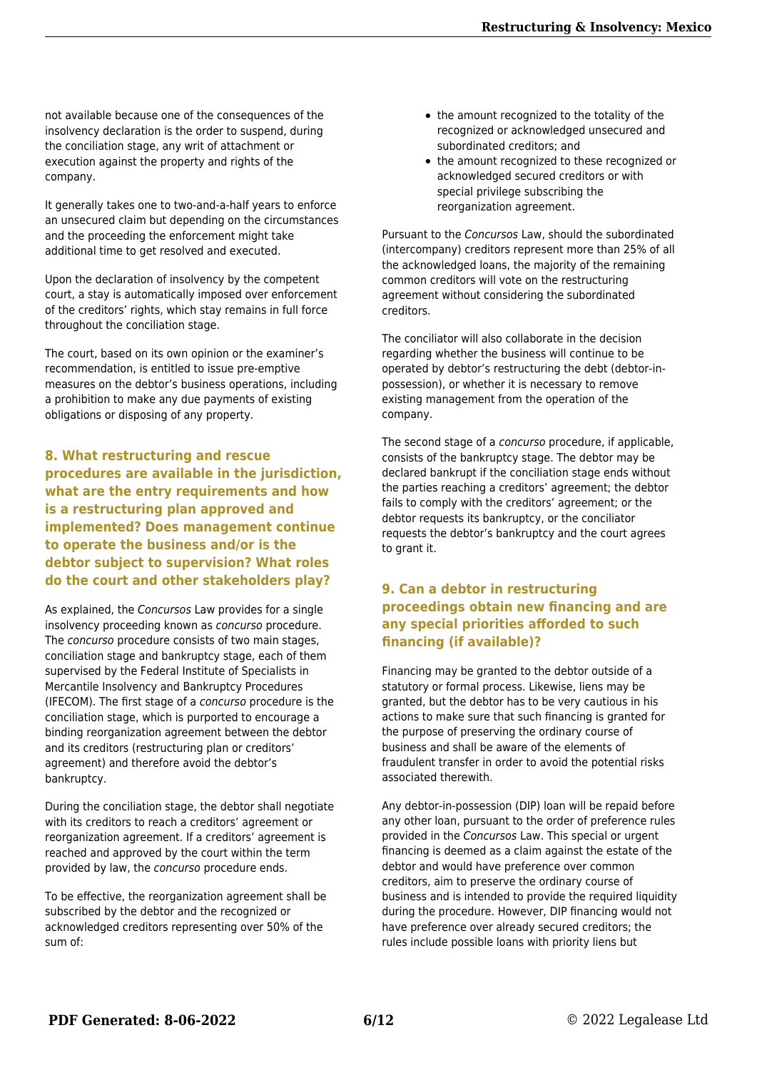not available because one of the consequences of the insolvency declaration is the order to suspend, during the conciliation stage, any writ of attachment or execution against the property and rights of the company.

It generally takes one to two-and-a-half years to enforce an unsecured claim but depending on the circumstances and the proceeding the enforcement might take additional time to get resolved and executed.

Upon the declaration of insolvency by the competent court, a stay is automatically imposed over enforcement of the creditors' rights, which stay remains in full force throughout the conciliation stage.

The court, based on its own opinion or the examiner's recommendation, is entitled to issue pre-emptive measures on the debtor's business operations, including a prohibition to make any due payments of existing obligations or disposing of any property.

## 8. What restructuring and rescue procedures are available in the jurisdiction, what are the entry requirements and how is a restructuring plan approved and implemented? Does management continue to operate the business and/or is the debtor subject to supervision? What roles do the court and other stakeholders play?

As explained, the *Concursos* Law provides for a single insolvency proceeding known as *concurso* procedure. The *concurso* procedure consists of two main stages, conciliation stage and bankruptcy stage, each of them supervised by the Federal Institute of Specialists in Mercantile Insolvency and Bankruptcy Procedures (IFECOM). The first stage of a *concurso* procedure is the conciliation stage, which is purported to encourage a binding reorganization agreement between the debtor and its creditors (restructuring plan or creditors' agreement) and therefore avoid the debtor's bankruptcy.

During the conciliation stage, the debtor shall negotiate with its creditors to reach a creditors' agreement or reorganization agreement. If a creditors' agreement is reached and approved by the court within the term provided by law, the *concurso* procedure ends.

To be effective, the reorganization agreement shall be subscribed by the debtor and the recognized or acknowledged creditors representing over 50% of the sum of:

- the amount recognized to the totality of the recognized or acknowledged unsecured and subordinated creditors; and
- the amount recognized to these recognized or acknowledged secured creditors or with special privilege subscribing the reorganization agreement.

Pursuant to the *Concursos* Law, should the subordinated (intercompany) creditors represent more than 25% of all the acknowledged loans, the majority of the remaining common creditors will vote on the restructuring agreement without considering the subordinated creditors.

The conciliator will also collaborate in the decision regarding whether the business will continue to be operated by debtor's restructuring the debt (debtor-in-possession), or whether it is necessary to remove existing management from the operation of the company.

The second stage of a *concurso* procedure, if applicable, consists of the bankruptcy stage. The debtor may be declared bankrupt if the conciliation stage ends without the parties reaching a creditors' agreement; the debtor fails to comply with the creditors' agreement; or the debtor requests its bankruptcy, or the conciliator requests the debtor's bankruptcy and the court agrees to grant it.

## 9. Can a debtor in restructuring proceedings obtain new financing and are any special priorities afforded to such financing (if available)?

Financing may be granted to the debtor outside of a statutory or formal process. Likewise, liens may be granted, but the debtor has to be very cautious in his actions to make sure that such financing is granted for the purpose of preserving the ordinary course of business and shall be aware of the elements of fraudulent transfer in order to avoid the potential risks associated therewith.

Any debtor-in-possession (DIP) loan will be repaid before any other loan, pursuant to the order of preference rules provided in the *Concursos* Law. This special or urgent financing is deemed as a claim against the estate of the debtor and would have preference over common creditors, aim to preserve the ordinary course of business and is intended to provide the required liquidity during the procedure. However, DIP financing would not have preference over already secured creditors; the rules include possible loans with priority liens but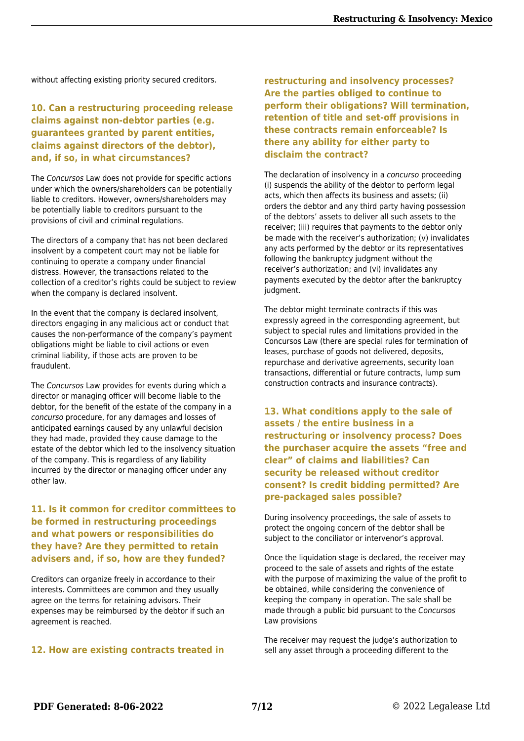without affecting existing priority secured creditors.

### 10. Can a restructuring proceeding release claims against non-debtor parties (e.g. guarantees granted by parent entities, claims against directors of the debtor), and, if so, in what circumstances?

The *Concursos* Law does not provide for specific actions under which the owners/shareholders can be potentially liable to creditors. However, owners/shareholders may be potentially liable to creditors pursuant to the provisions of civil and criminal regulations.

The directors of a company that has not been declared insolvent by a competent court may not be liable for continuing to operate a company under financial distress. However, the transactions related to the collection of a creditor's rights could be subject to review when the company is declared insolvent.

In the event that the company is declared insolvent, directors engaging in any malicious act or conduct that causes the non-performance of the company's payment obligations might be liable to civil actions or even criminal liability, if those acts are proven to be fraudulent.

The *Concursos* Law provides for events during which a director or managing officer will become liable to the debtor, for the benefit of the estate of the company in a *concurso* procedure, for any damages and losses of anticipated earnings caused by any unlawful decision they had made, provided they cause damage to the estate of the debtor which led to the insolvency situation of the company. This is regardless of any liability incurred by the director or managing officer under any other law.

### 11. Is it common for creditor committees to be formed in restructuring proceedings and what powers or responsibilities do they have? Are they permitted to retain advisers and, if so, how are they funded?

Creditors can organize freely in accordance to their interests. Committees are common and they usually agree on the terms for retaining advisors. Their expenses may be reimbursed by the debtor if such an agreement is reached.

### 12. How are existing contracts treated in restructuring and insolvency processes? Are the parties obliged to continue to perform their obligations? Will termination, retention of title and set-off provisions in these contracts remain enforceable? Is there any ability for either party to disclaim the contract?

The declaration of insolvency in a *concurso* proceeding (i) suspends the ability of the debtor to perform legal acts, which then affects its business and assets; (ii) orders the debtor and any third party having possession of the debtors' assets to deliver all such assets to the receiver; (iii) requires that payments to the debtor only be made with the receiver's authorization; (v) invalidates any acts performed by the debtor or its representatives following the bankruptcy judgment without the receiver's authorization; and (vi) invalidates any payments executed by the debtor after the bankruptcy judgment.

The debtor might terminate contracts if this was expressly agreed in the corresponding agreement, but subject to special rules and limitations provided in the Concursos Law (there are special rules for termination of leases, purchase of goods not delivered, deposits, repurchase and derivative agreements, security loan transactions, differential or future contracts, lump sum construction contracts and insurance contracts).

### 13. What conditions apply to the sale of assets / the entire business in a restructuring or insolvency process? Does the purchaser acquire the assets "free and clear" of claims and liabilities? Can security be released without creditor consent? Is credit bidding permitted? Are pre-packaged sales possible?

During insolvency proceedings, the sale of assets to protect the ongoing concern of the debtor shall be subject to the conciliator or intervenor's approval.

Once the liquidation stage is declared, the receiver may proceed to the sale of assets and rights of the estate with the purpose of maximizing the value of the profit to be obtained, while considering the convenience of keeping the company in operation. The sale shall be made through a public bid pursuant to the *Concursos* Law provisions

The receiver may request the judge's authorization to sell any asset through a proceeding different to the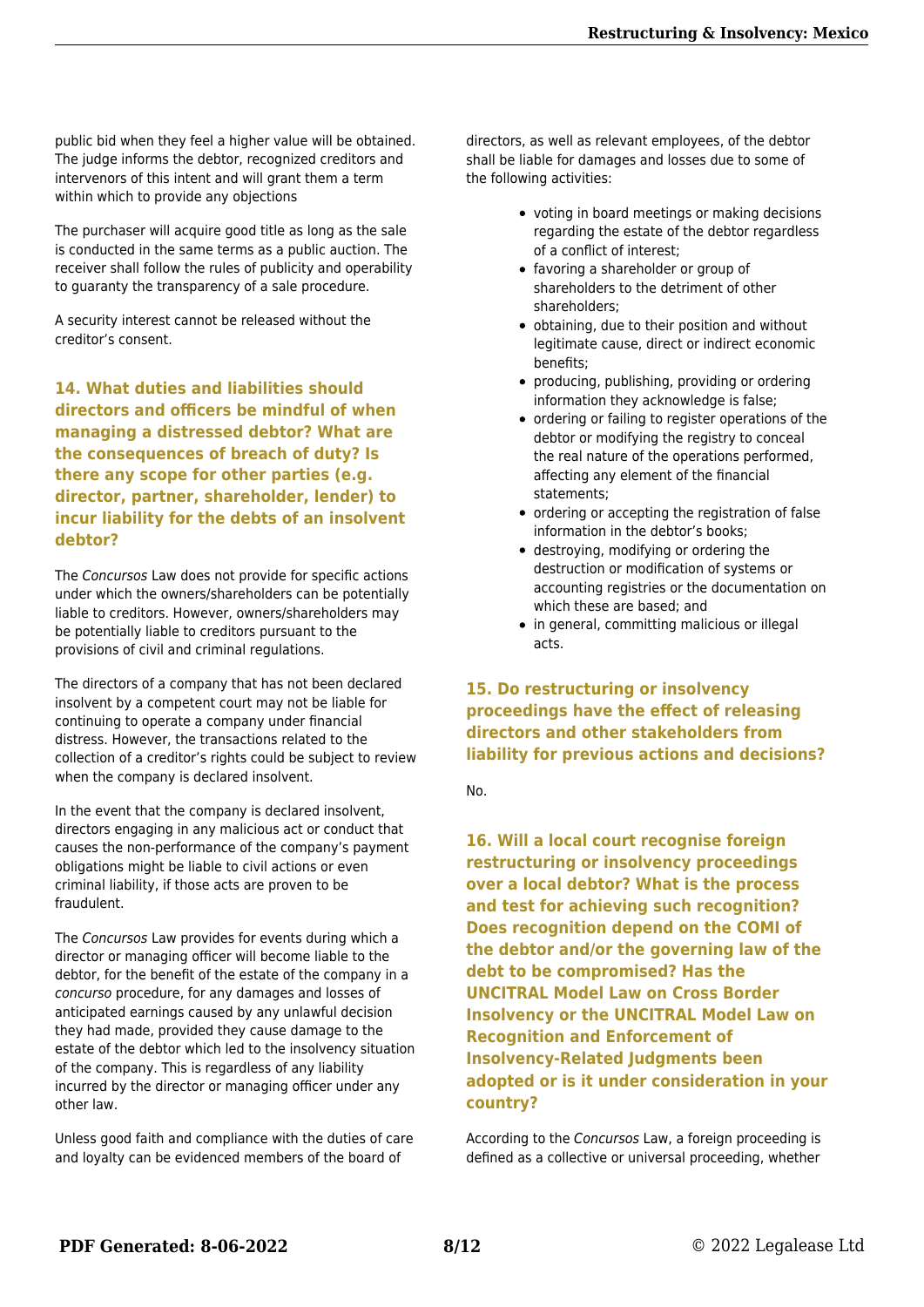public bid when they feel a higher value will be obtained. The judge informs the debtor, recognized creditors and intervenors of this intent and will grant them a term within which to provide any objections

The purchaser will acquire good title as long as the sale is conducted in the same terms as a public auction. The receiver shall follow the rules of publicity and operability to guaranty the transparency of a sale procedure.

A security interest cannot be released without the creditor's consent.

## 14. What duties and liabilities should directors and officers be mindful of when managing a distressed debtor? What are the consequences of breach of duty? Is there any scope for other parties (e.g. director, partner, shareholder, lender) to incur liability for the debts of an insolvent debtor?

The *Concursos* Law does not provide for specific actions under which the owners/shareholders can be potentially liable to creditors. However, owners/shareholders may be potentially liable to creditors pursuant to the provisions of civil and criminal regulations.

The directors of a company that has not been declared insolvent by a competent court may not be liable for continuing to operate a company under financial distress. However, the transactions related to the collection of a creditor's rights could be subject to review when the company is declared insolvent.

In the event that the company is declared insolvent, directors engaging in any malicious act or conduct that causes the non-performance of the company's payment obligations might be liable to civil actions or even criminal liability, if those acts are proven to be fraudulent.

The *Concursos* Law provides for events during which a director or managing officer will become liable to the debtor, for the benefit of the estate of the company in a *concurso* procedure, for any damages and losses of anticipated earnings caused by any unlawful decision they had made, provided they cause damage to the estate of the debtor which led to the insolvency situation of the company. This is regardless of any liability incurred by the director or managing officer under any other law.

Unless good faith and compliance with the duties of care and loyalty can be evidenced members of the board of directors, as well as relevant employees, of the debtor shall be liable for damages and losses due to some of the following activities:

- voting in board meetings or making decisions regarding the estate of the debtor regardless of a conflict of interest;
- favoring a shareholder or group of shareholders to the detriment of other shareholders;
- obtaining, due to their position and without legitimate cause, direct or indirect economic benefits;
- producing, publishing, providing or ordering information they acknowledge is false;
- ordering or failing to register operations of the debtor or modifying the registry to conceal the real nature of the operations performed, affecting any element of the financial statements;
- ordering or accepting the registration of false information in the debtor's books;
- destroying, modifying or ordering the destruction or modification of systems or accounting registries or the documentation on which these are based; and
- in general, committing malicious or illegal acts.

## 15. Do restructuring or insolvency proceedings have the effect of releasing directors and other stakeholders from liability for previous actions and decisions?

No.

## 16. Will a local court recognise foreign restructuring or insolvency proceedings over a local debtor? What is the process and test for achieving such recognition? Does recognition depend on the COMI of the debtor and/or the governing law of the debt to be compromised? Has the UNCITRAL Model Law on Cross Border Insolvency or the UNCITRAL Model Law on Recognition and Enforcement of Insolvency-Related Judgments been adopted or is it under consideration in your country?

According to the *Concursos* Law, a foreign proceeding is defined as a collective or universal proceeding, whether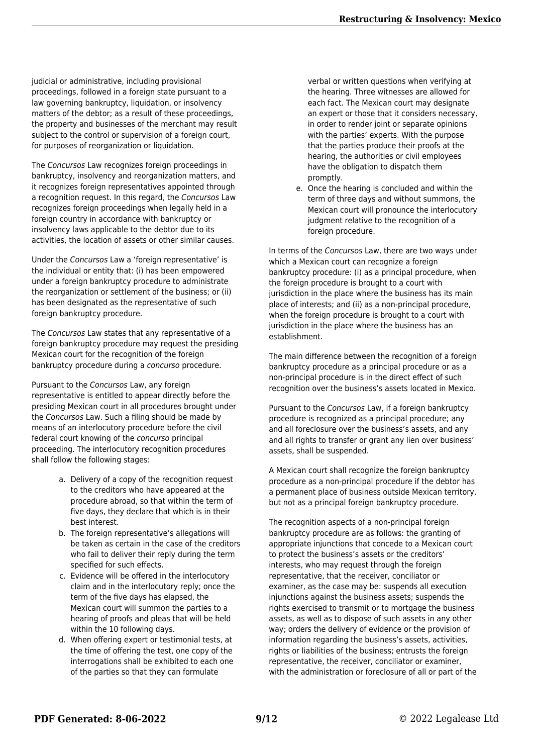judicial or administrative, including provisional proceedings, followed in a foreign state pursuant to a law governing bankruptcy, liquidation, or insolvency matters of the debtor; as a result of these proceedings, the property and businesses of the merchant may result subject to the control or supervision of a foreign court, for purposes of reorganization or liquidation.

The *Concursos* Law recognizes foreign proceedings in bankruptcy, insolvency and reorganization matters, and it recognizes foreign representatives appointed through a recognition request. In this regard, the *Concursos* Law recognizes foreign proceedings when legally held in a foreign country in accordance with bankruptcy or insolvency laws applicable to the debtor due to its activities, the location of assets or other similar causes.

Under the *Concursos* Law a 'foreign representative' is the individual or entity that: (i) has been empowered under a foreign bankruptcy procedure to administrate the reorganization or settlement of the business; or (ii) has been designated as the representative of such foreign bankruptcy procedure.

The *Concursos* Law states that any representative of a foreign bankruptcy procedure may request the presiding Mexican court for the recognition of the foreign bankruptcy procedure during a *concurso* procedure.

Pursuant to the *Concursos* Law, any foreign representative is entitled to appear directly before the presiding Mexican court in all procedures brought under the *Concursos* Law. Such a filing should be made by means of an interlocutory procedure before the civil federal court knowing of the *concurso* principal proceeding. The interlocutory recognition procedures shall follow the following stages:

a. Delivery of a copy of the recognition request to the creditors who have appeared at the procedure abroad, so that within the term of five days, they declare that which is in their best interest.
b. The foreign representative's allegations will be taken as certain in the case of the creditors who fail to deliver their reply during the term specified for such effects.
c. Evidence will be offered in the interlocutory claim and in the interlocutory reply; once the term of the five days has elapsed, the Mexican court will summon the parties to a hearing of proofs and pleas that will be held within the 10 following days.
d. When offering expert or testimonial tests, at the time of offering the test, one copy of the interrogations shall be exhibited to each one of the parties so that they can formulate verbal or written questions when verifying at the hearing. Three witnesses are allowed for each fact. The Mexican court may designate an expert or those that it considers necessary, in order to render joint or separate opinions with the parties' experts. With the purpose that the parties produce their proofs at the hearing, the authorities or civil employees have the obligation to dispatch them promptly.
e. Once the hearing is concluded and within the term of three days and without summons, the Mexican court will pronounce the interlocutory judgment relative to the recognition of a foreign procedure.

In terms of the *Concursos* Law, there are two ways under which a Mexican court can recognize a foreign bankruptcy procedure: (i) as a principal procedure, when the foreign procedure is brought to a court with jurisdiction in the place where the business has its main place of interests; and (ii) as a non-principal procedure, when the foreign procedure is brought to a court with jurisdiction in the place where the business has an establishment.

The main difference between the recognition of a foreign bankruptcy procedure as a principal procedure or as a non-principal procedure is in the direct effect of such recognition over the business's assets located in Mexico.

Pursuant to the *Concursos* Law, if a foreign bankruptcy procedure is recognized as a principal procedure; any and all foreclosure over the business's assets, and any and all rights to transfer or grant any lien over business' assets, shall be suspended.

A Mexican court shall recognize the foreign bankruptcy procedure as a non-principal procedure if the debtor has a permanent place of business outside Mexican territory, but not as a principal foreign bankruptcy procedure.

The recognition aspects of a non-principal foreign bankruptcy procedure are as follows: the granting of appropriate injunctions that concede to a Mexican court to protect the business's assets or the creditors' interests, who may request through the foreign representative, that the receiver, conciliator or examiner, as the case may be: suspends all execution injunctions against the business assets; suspends the rights exercised to transmit or to mortgage the business assets, as well as to dispose of such assets in any other way; orders the delivery of evidence or the provision of information regarding the business's assets, activities, rights or liabilities of the business; entrusts the foreign representative, the receiver, conciliator or examiner, with the administration or foreclosure of all or part of the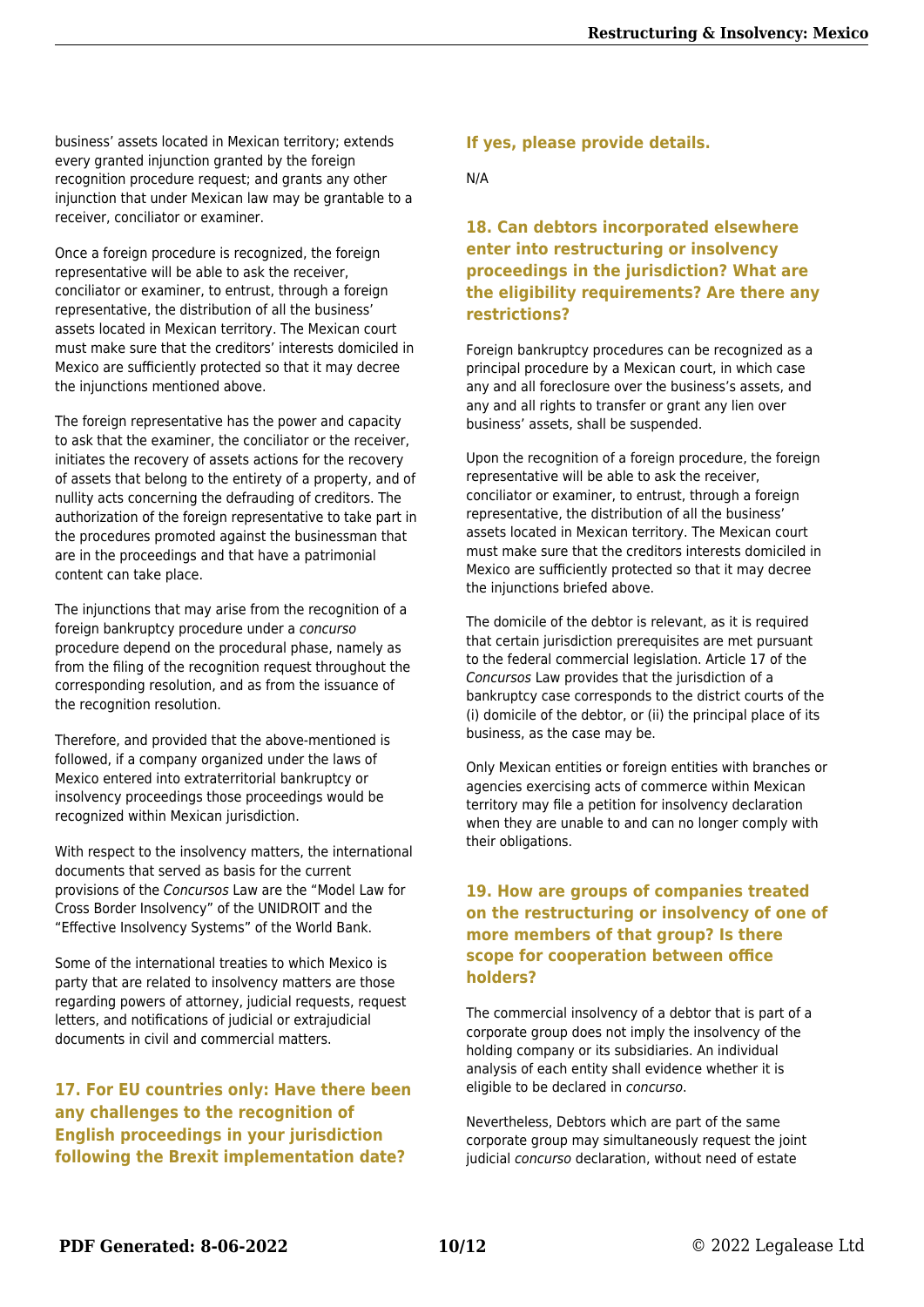business' assets located in Mexican territory; extends every granted injunction granted by the foreign recognition procedure request; and grants any other injunction that under Mexican law may be grantable to a receiver, conciliator or examiner.

Once a foreign procedure is recognized, the foreign representative will be able to ask the receiver, conciliator or examiner, to entrust, through a foreign representative, the distribution of all the business' assets located in Mexican territory. The Mexican court must make sure that the creditors' interests domiciled in Mexico are sufficiently protected so that it may decree the injunctions mentioned above.

The foreign representative has the power and capacity to ask that the examiner, the conciliator or the receiver, initiates the recovery of assets actions for the recovery of assets that belong to the entirety of a property, and of nullity acts concerning the defrauding of creditors. The authorization of the foreign representative to take part in the procedures promoted against the businessman that are in the proceedings and that have a patrimonial content can take place.

The injunctions that may arise from the recognition of a foreign bankruptcy procedure under a *concurso* procedure depend on the procedural phase, namely as from the filing of the recognition request throughout the corresponding resolution, and as from the issuance of the recognition resolution.

Therefore, and provided that the above-mentioned is followed, if a company organized under the laws of Mexico entered into extraterritorial bankruptcy or insolvency proceedings those proceedings would be recognized within Mexican jurisdiction.

With respect to the insolvency matters, the international documents that served as basis for the current provisions of the *Concursos* Law are the "Model Law for Cross Border Insolvency" of the UNIDROIT and the "Effective Insolvency Systems" of the World Bank.

Some of the international treaties to which Mexico is party that are related to insolvency matters are those regarding powers of attorney, judicial requests, request letters, and notifications of judicial or extrajudicial documents in civil and commercial matters.

## 17. For EU countries only: Have there been any challenges to the recognition of English proceedings in your jurisdiction following the Brexit implementation date?

## If yes, please provide details.

N/A

## 18. Can debtors incorporated elsewhere enter into restructuring or insolvency proceedings in the jurisdiction? What are the eligibility requirements? Are there any restrictions?

Foreign bankruptcy procedures can be recognized as a principal procedure by a Mexican court, in which case any and all foreclosure over the business's assets, and any and all rights to transfer or grant any lien over business' assets, shall be suspended.

Upon the recognition of a foreign procedure, the foreign representative will be able to ask the receiver, conciliator or examiner, to entrust, through a foreign representative, the distribution of all the business' assets located in Mexican territory. The Mexican court must make sure that the creditors interests domiciled in Mexico are sufficiently protected so that it may decree the injunctions briefed above.

The domicile of the debtor is relevant, as it is required that certain jurisdiction prerequisites are met pursuant to the federal commercial legislation. Article 17 of the *Concursos* Law provides that the jurisdiction of a bankruptcy case corresponds to the district courts of the (i) domicile of the debtor, or (ii) the principal place of its business, as the case may be.

Only Mexican entities or foreign entities with branches or agencies exercising acts of commerce within Mexican territory may file a petition for insolvency declaration when they are unable to and can no longer comply with their obligations.

## 19. How are groups of companies treated on the restructuring or insolvency of one of more members of that group? Is there scope for cooperation between office holders?

The commercial insolvency of a debtor that is part of a corporate group does not imply the insolvency of the holding company or its subsidiaries. An individual analysis of each entity shall evidence whether it is eligible to be declared in *concurso*.

Nevertheless, Debtors which are part of the same corporate group may simultaneously request the joint judicial *concurso* declaration, without need of estate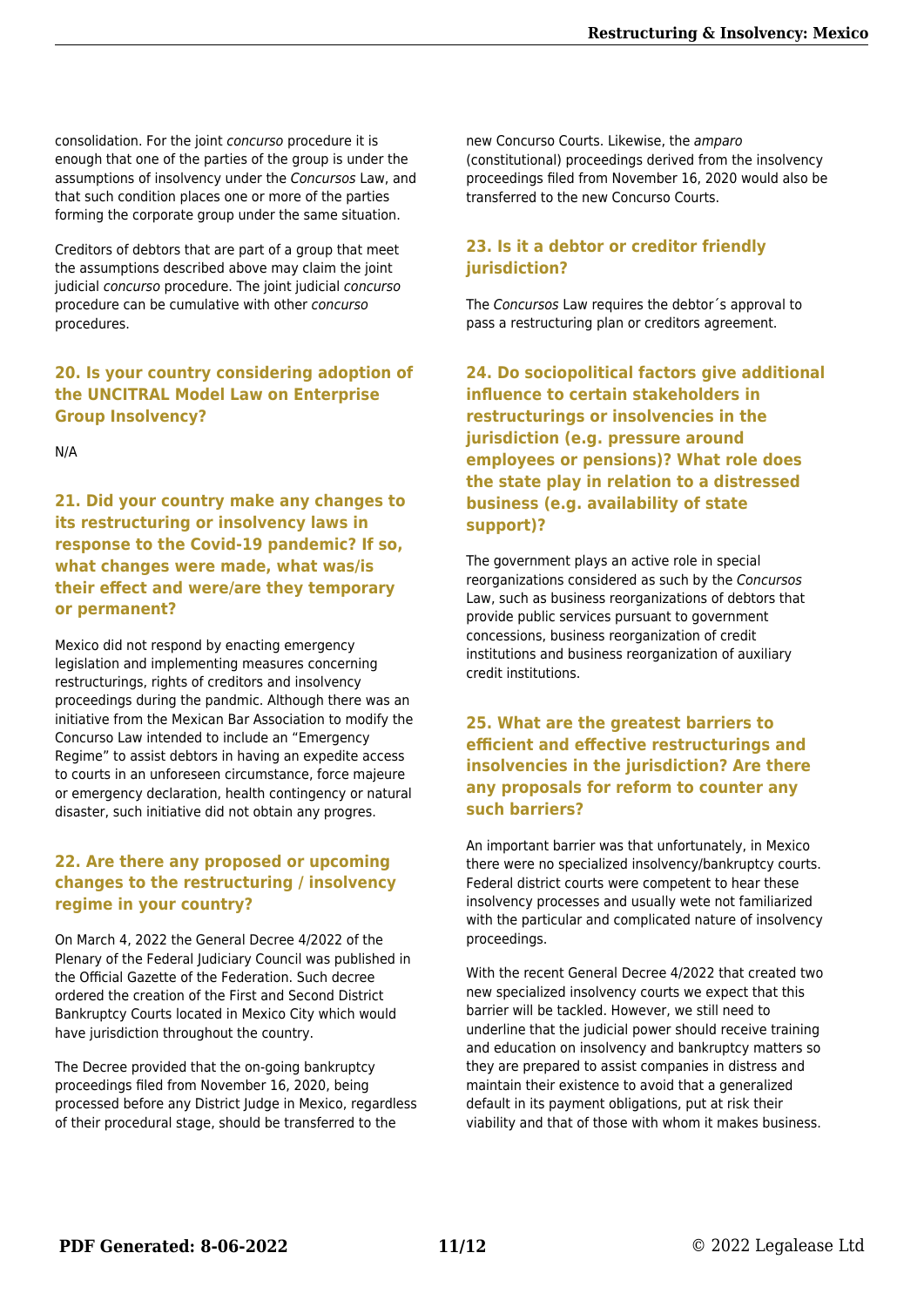consolidation. For the joint *concurso* procedure it is enough that one of the parties of the group is under the assumptions of insolvency under the *Concursos* Law, and that such condition places one or more of the parties forming the corporate group under the same situation.

Creditors of debtors that are part of a group that meet the assumptions described above may claim the joint judicial *concurso* procedure. The joint judicial *concurso* procedure can be cumulative with other *concurso* procedures.

## 20. Is your country considering adoption of the UNCITRAL Model Law on Enterprise Group Insolvency?

N/A

## 21. Did your country make any changes to its restructuring or insolvency laws in response to the Covid-19 pandemic? If so, what changes were made, what was/is their effect and were/are they temporary or permanent?

Mexico did not respond by enacting emergency legislation and implementing measures concerning restructurings, rights of creditors and insolvency proceedings during the pandmic. Although there was an initiative from the Mexican Bar Association to modify the Concurso Law intended to include an "Emergency Regime" to assist debtors in having an expedite access to courts in an unforeseen circumstance, force majeure or emergency declaration, health contingency or natural disaster, such initiative did not obtain any progres.

## 22. Are there any proposed or upcoming changes to the restructuring / insolvency regime in your country?

On March 4, 2022 the General Decree 4/2022 of the Plenary of the Federal Judiciary Council was published in the Official Gazette of the Federation. Such decree ordered the creation of the First and Second District Bankruptcy Courts located in Mexico City which would have jurisdiction throughout the country.

The Decree provided that the on-going bankruptcy proceedings filed from November 16, 2020, being processed before any District Judge in Mexico, regardless of their procedural stage, should be transferred to the new Concurso Courts. Likewise, the *amparo* (constitutional) proceedings derived from the insolvency proceedings filed from November 16, 2020 would also be transferred to the new Concurso Courts.

## 23. Is it a debtor or creditor friendly jurisdiction?

The *Concursos* Law requires the debtor´s approval to pass a restructuring plan or creditors agreement.

## 24. Do sociopolitical factors give additional influence to certain stakeholders in restructurings or insolvencies in the jurisdiction (e.g. pressure around employees or pensions)? What role does the state play in relation to a distressed business (e.g. availability of state support)?

The government plays an active role in special reorganizations considered as such by the *Concursos* Law, such as business reorganizations of debtors that provide public services pursuant to government concessions, business reorganization of credit institutions and business reorganization of auxiliary credit institutions.

## 25. What are the greatest barriers to efficient and effective restructurings and insolvencies in the jurisdiction? Are there any proposals for reform to counter any such barriers?

An important barrier was that unfortunately, in Mexico there were no specialized insolvency/bankruptcy courts. Federal district courts were competent to hear these insolvency processes and usually wete not familiarized with the particular and complicated nature of insolvency proceedings.

With the recent General Decree 4/2022 that created two new specialized insolvency courts we expect that this barrier will be tackled. However, we still need to underline that the judicial power should receive training and education on insolvency and bankruptcy matters so they are prepared to assist companies in distress and maintain their existence to avoid that a generalized default in its payment obligations, put at risk their viability and that of those with whom it makes business.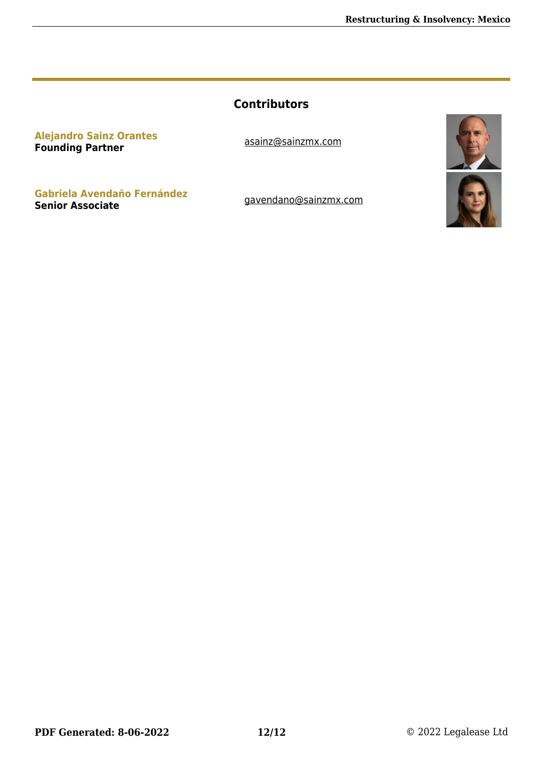## Contributors

**Alejandro Sainz Orantes**
**Founding Partner**

asainz@sainzmx.com

**Gabriela Avendaño Fernández**
**Senior Associate**

gavendano@sainzmx.com